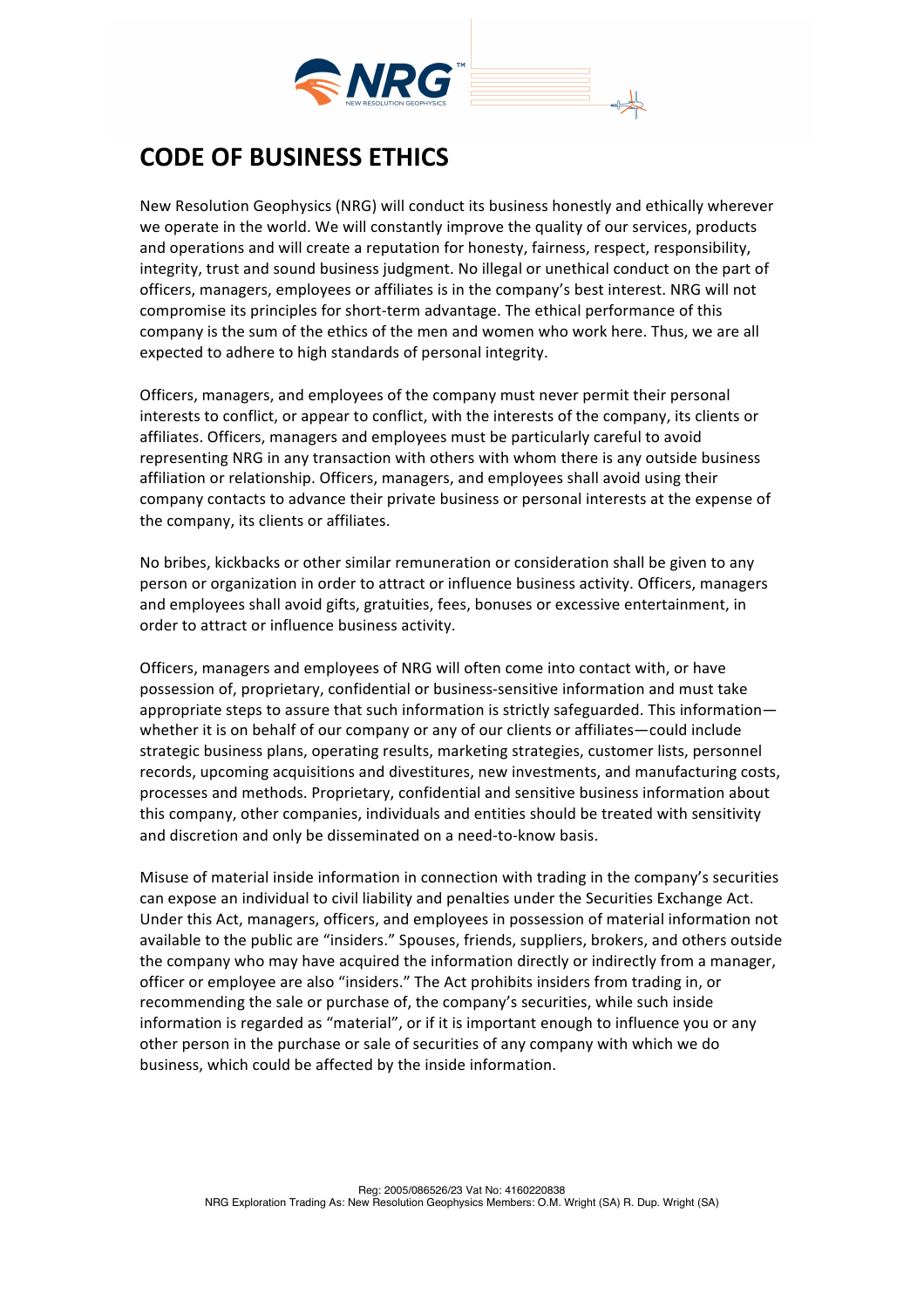# CODE OF BUSINESS ETHICS

New Resolution Geophysics (NRG) will conduct its business honestly and ethically wherever we operate in the world. We will constantly improve the quality of our services, products and operations and will create a reputation for honesty, fairness, respect, responsibility, integrity, trust and sound business judgment. No illegal or unethical conduct on the part of officers, managers, employees or affiliates is in the company's best interest. NRG will not compromise its principles for short-term advantage. The ethical performance of this company is the sum of the ethics of the men and women who work here. Thus, we are all expected to adhere to high standards of personal integrity.

Officers, managers, and employees of the company must never permit their personal interests to conflict, or appear to conflict, with the interests of the company, its clients or affiliates. Officers, managers and employees must be particularly careful to avoid representing NRG in any transaction with others with whom there is any outside business affiliation or relationship. Officers, managers, and employees shall avoid using their company contacts to advance their private business or personal interests at the expense of the company, its clients or affiliates.

No bribes, kickbacks or other similar remuneration or consideration shall be given to any person or organization in order to attract or influence business activity. Officers, managers and employees shall avoid gifts, gratuities, fees, bonuses or excessive entertainment, in order to attract or influence business activity.

Officers, managers and employees of NRG will often come into contact with, or have possession of, proprietary, confidential or business-sensitive information and must take appropriate steps to assure that such information is strictly safeguarded. This information—whether it is on behalf of our company or any of our clients or affiliates—could include strategic business plans, operating results, marketing strategies, customer lists, personnel records, upcoming acquisitions and divestitures, new investments, and manufacturing costs, processes and methods. Proprietary, confidential and sensitive business information about this company, other companies, individuals and entities should be treated with sensitivity and discretion and only be disseminated on a need-to-know basis.

Misuse of material inside information in connection with trading in the company's securities can expose an individual to civil liability and penalties under the Securities Exchange Act. Under this Act, managers, officers, and employees in possession of material information not available to the public are "insiders." Spouses, friends, suppliers, brokers, and others outside the company who may have acquired the information directly or indirectly from a manager, officer or employee are also "insiders." The Act prohibits insiders from trading in, or recommending the sale or purchase of, the company's securities, while such inside information is regarded as "material", or if it is important enough to influence you or any other person in the purchase or sale of securities of any company with which we do business, which could be affected by the inside information.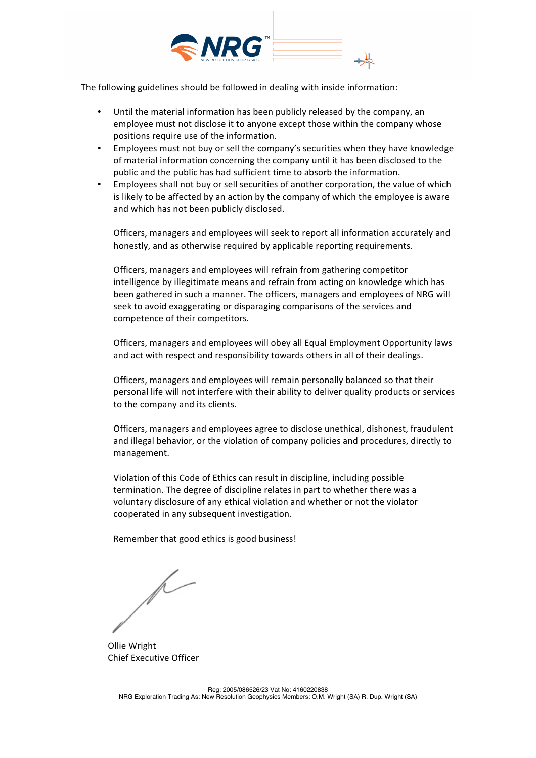The following guidelines should be followed in dealing with inside information:

- Until the material information has been publicly released by the company, an employee must not disclose it to anyone except those within the company whose positions require use of the information.
- Employees must not buy or sell the company's securities when they have knowledge of material information concerning the company until it has been disclosed to the public and the public has had sufficient time to absorb the information.
- Employees shall not buy or sell securities of another corporation, the value of which is likely to be affected by an action by the company of which the employee is aware and which has not been publicly disclosed.

Officers, managers and employees will seek to report all information accurately and honestly, and as otherwise required by applicable reporting requirements.

Officers, managers and employees will refrain from gathering competitor intelligence by illegitimate means and refrain from acting on knowledge which has been gathered in such a manner. The officers, managers and employees of NRG will seek to avoid exaggerating or disparaging comparisons of the services and competence of their competitors.

Officers, managers and employees will obey all Equal Employment Opportunity laws and act with respect and responsibility towards others in all of their dealings.

Officers, managers and employees will remain personally balanced so that their personal life will not interfere with their ability to deliver quality products or services to the company and its clients.

Officers, managers and employees agree to disclose unethical, dishonest, fraudulent and illegal behavior, or the violation of company policies and procedures, directly to management.

Violation of this Code of Ethics can result in discipline, including possible termination. The degree of discipline relates in part to whether there was a voluntary disclosure of any ethical violation and whether or not the violator cooperated in any subsequent investigation.

Remember that good ethics is good business!

Ollie Wright
Chief Executive Officer

Reg: 2005/086526/23 Vat No: 4160220838
NRG Exploration Trading As: New Resolution Geophysics Members: O.M. Wright (SA) R. Dup. Wright (SA)